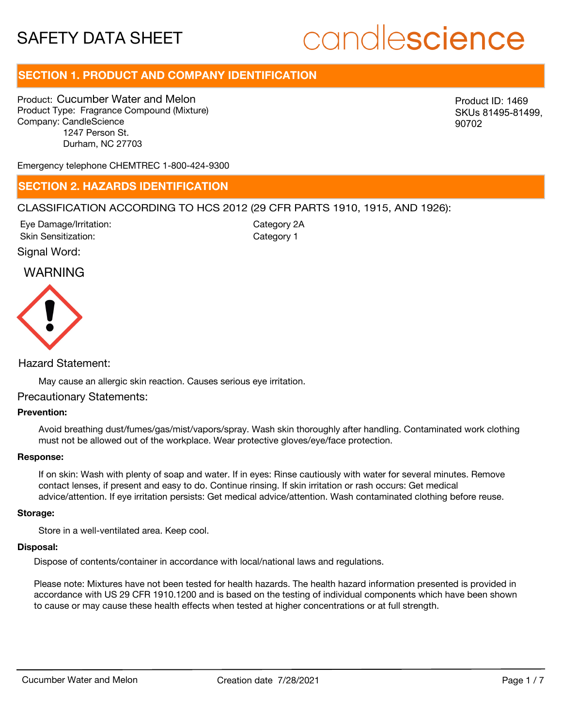# SAFETY DATA SHEET

candlescience

## SECTION 1. PRODUCT AND COMPANY IDENTIFICATION

Product: Cucumber Water and Melon
Product Type: Fragrance Compound (Mixture)
Company: CandleScience
1247 Person St.
Durham, NC 27703

Product ID: 1469
SKUs 81495-81499, 90702

Emergency telephone CHEMTREC 1-800-424-9300

## SECTION 2. HAZARDS IDENTIFICATION

CLASSIFICATION ACCORDING TO HCS 2012 (29 CFR PARTS 1910, 1915, AND 1926):

| | |
|---|---|
| Eye Damage/Irritation: | Category 2A |
| Skin Sensitization: | Category 1 |

Signal Word:

WARNING

Hazard Statement:

May cause an allergic skin reaction. Causes serious eye irritation.

Precautionary Statements:

**Prevention:**

Avoid breathing dust/fumes/gas/mist/vapors/spray. Wash skin thoroughly after handling. Contaminated work clothing must not be allowed out of the workplace. Wear protective gloves/eye/face protection.

**Response:**

If on skin: Wash with plenty of soap and water. If in eyes: Rinse cautiously with water for several minutes. Remove contact lenses, if present and easy to do. Continue rinsing. If skin irritation or rash occurs: Get medical advice/attention. If eye irritation persists: Get medical advice/attention. Wash contaminated clothing before reuse.

**Storage:**

Store in a well-ventilated area. Keep cool.

**Disposal:**

Dispose of contents/container in accordance with local/national laws and regulations.

Please note: Mixtures have not been tested for health hazards. The health hazard information presented is provided in accordance with US 29 CFR 1910.1200 and is based on the testing of individual components which have been shown to cause or may cause these health effects when tested at higher concentrations or at full strength.

Cucumber Water and Melon　　Creation date 7/28/2021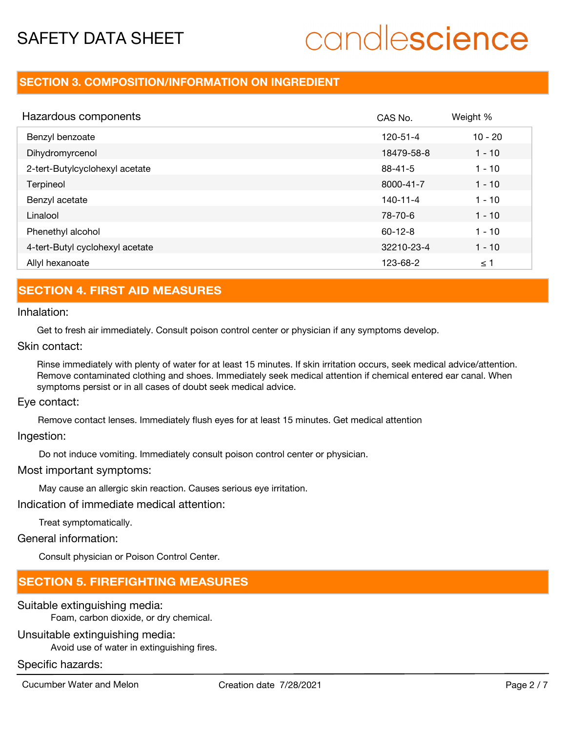## SECTION 3. COMPOSITION/INFORMATION ON INGREDIENT

| Hazardous components | CAS No. | Weight % |
|---|---|---|
| Benzyl benzoate | 120-51-4 | 10 - 20 |
| Dihydromyrcenol | 18479-58-8 | 1 - 10 |
| 2-tert-Butylcyclohexyl acetate | 88-41-5 | 1 - 10 |
| Terpineol | 8000-41-7 | 1 - 10 |
| Benzyl acetate | 140-11-4 | 1 - 10 |
| Linalool | 78-70-6 | 1 - 10 |
| Phenethyl alcohol | 60-12-8 | 1 - 10 |
| 4-tert-Butyl cyclohexyl acetate | 32210-23-4 | 1 - 10 |
| Allyl hexanoate | 123-68-2 | ≤ 1 |

## SECTION 4. FIRST AID MEASURES

Inhalation:

Get to fresh air immediately. Consult poison control center or physician if any symptoms develop.

Skin contact:

Rinse immediately with plenty of water for at least 15 minutes. If skin irritation occurs, seek medical advice/attention. Remove contaminated clothing and shoes. Immediately seek medical attention if chemical entered ear canal. When symptoms persist or in all cases of doubt seek medical advice.

Eye contact:

Remove contact lenses. Immediately flush eyes for at least 15 minutes. Get medical attention

Ingestion:

Do not induce vomiting. Immediately consult poison control center or physician.

Most important symptoms:

May cause an allergic skin reaction. Causes serious eye irritation.

Indication of immediate medical attention:

Treat symptomatically.

General information:

Consult physician or Poison Control Center.

## SECTION 5. FIREFIGHTING MEASURES

Suitable extinguishing media:

Foam, carbon dioxide, or dry chemical.

Unsuitable extinguishing media:

Avoid use of water in extinguishing fires.

Specific hazards: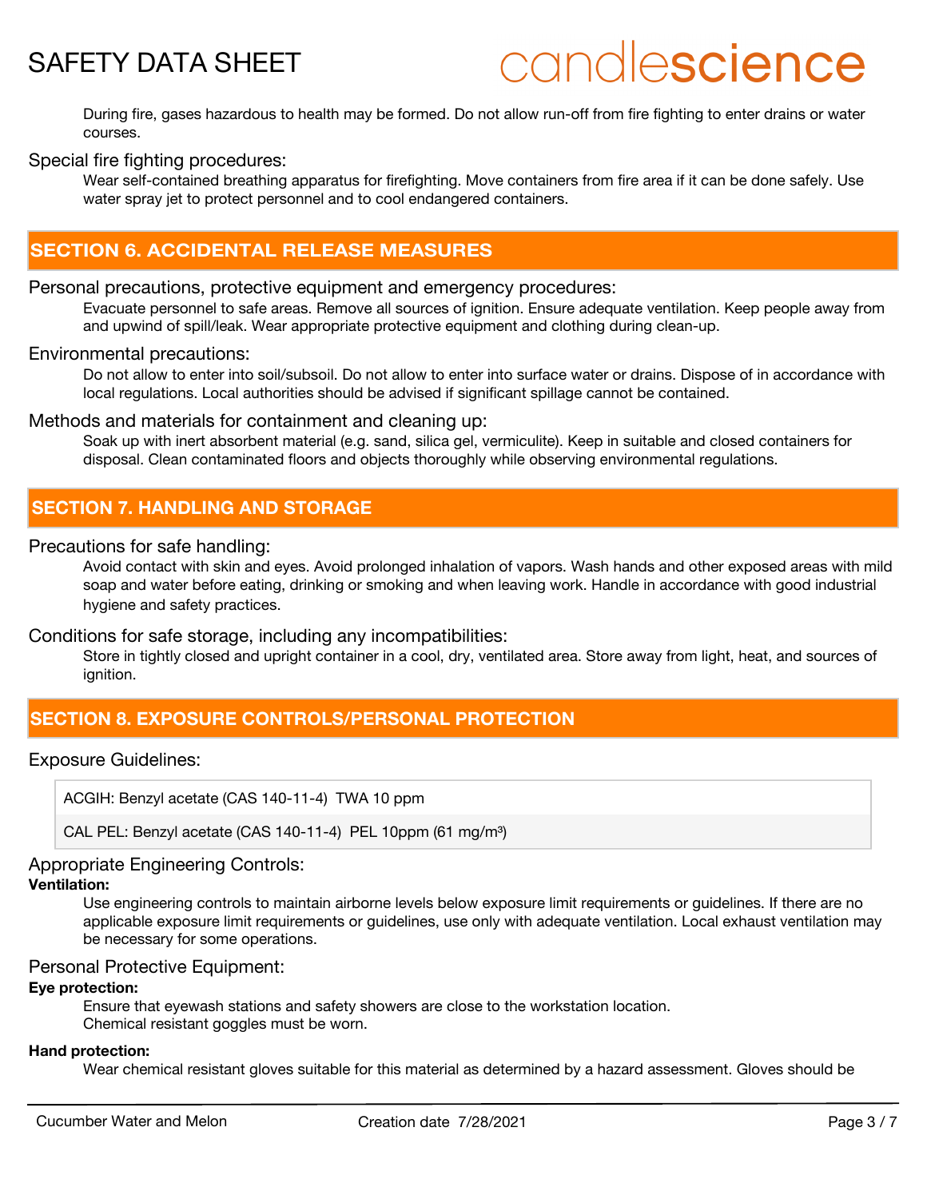During fire, gases hazardous to health may be formed. Do not allow run-off from fire fighting to enter drains or water courses.

Special fire fighting procedures:

Wear self-contained breathing apparatus for firefighting. Move containers from fire area if it can be done safely. Use water spray jet to protect personnel and to cool endangered containers.

## SECTION 6. ACCIDENTAL RELEASE MEASURES

Personal precautions, protective equipment and emergency procedures:

Evacuate personnel to safe areas. Remove all sources of ignition. Ensure adequate ventilation. Keep people away from and upwind of spill/leak. Wear appropriate protective equipment and clothing during clean-up.

Environmental precautions:

Do not allow to enter into soil/subsoil. Do not allow to enter into surface water or drains. Dispose of in accordance with local regulations. Local authorities should be advised if significant spillage cannot be contained.

Methods and materials for containment and cleaning up:

Soak up with inert absorbent material (e.g. sand, silica gel, vermiculite). Keep in suitable and closed containers for disposal. Clean contaminated floors and objects thoroughly while observing environmental regulations.

## SECTION 7. HANDLING AND STORAGE

Precautions for safe handling:

Avoid contact with skin and eyes. Avoid prolonged inhalation of vapors. Wash hands and other exposed areas with mild soap and water before eating, drinking or smoking and when leaving work. Handle in accordance with good industrial hygiene and safety practices.

Conditions for safe storage, including any incompatibilities:

Store in tightly closed and upright container in a cool, dry, ventilated area. Store away from light, heat, and sources of ignition.

## SECTION 8. EXPOSURE CONTROLS/PERSONAL PROTECTION

Exposure Guidelines:

| |
|---|
| ACGIH: Benzyl acetate (CAS 140-11-4) TWA 10 ppm |
| CAL PEL: Benzyl acetate (CAS 140-11-4) PEL 10ppm (61 mg/m³) |

Appropriate Engineering Controls:

**Ventilation:**

Use engineering controls to maintain airborne levels below exposure limit requirements or guidelines. If there are no applicable exposure limit requirements or guidelines, use only with adequate ventilation. Local exhaust ventilation may be necessary for some operations.

Personal Protective Equipment:

**Eye protection:**

Ensure that eyewash stations and safety showers are close to the workstation location.
Chemical resistant goggles must be worn.

**Hand protection:**

Wear chemical resistant gloves suitable for this material as determined by a hazard assessment. Gloves should be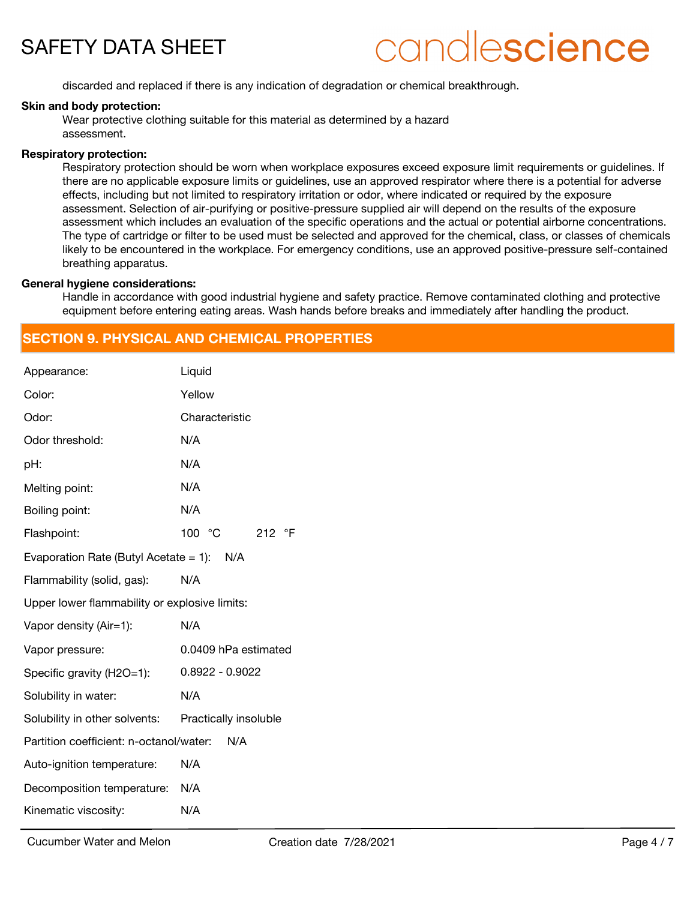discarded and replaced if there is any indication of degradation or chemical breakthrough.

**Skin and body protection:**

Wear protective clothing suitable for this material as determined by a hazard assessment.

**Respiratory protection:**

Respiratory protection should be worn when workplace exposures exceed exposure limit requirements or guidelines. If there are no applicable exposure limits or guidelines, use an approved respirator where there is a potential for adverse effects, including but not limited to respiratory irritation or odor, where indicated or required by the exposure assessment. Selection of air-purifying or positive-pressure supplied air will depend on the results of the exposure assessment which includes an evaluation of the specific operations and the actual or potential airborne concentrations. The type of cartridge or filter to be used must be selected and approved for the chemical, class, or classes of chemicals likely to be encountered in the workplace. For emergency conditions, use an approved positive-pressure self-contained breathing apparatus.

**General hygiene considerations:**

Handle in accordance with good industrial hygiene and safety practice. Remove contaminated clothing and protective equipment before entering eating areas. Wash hands before breaks and immediately after handling the product.

## SECTION 9. PHYSICAL AND CHEMICAL PROPERTIES

| Property | Value |
|---|---|
| Appearance: | Liquid |
| Color: | Yellow |
| Odor: | Characteristic |
| Odor threshold: | N/A |
| pH: | N/A |
| Melting point: | N/A |
| Boiling point: | N/A |
| Flashpoint: | 100 °C 212 °F |
| Evaporation Rate (Butyl Acetate = 1): | N/A |
| Flammability (solid, gas): | N/A |
| Upper lower flammability or explosive limits: | |
| Vapor density (Air=1): | N/A |
| Vapor pressure: | 0.0409 hPa estimated |
| Specific gravity (H2O=1): | 0.8922 - 0.9022 |
| Solubility in water: | N/A |
| Solubility in other solvents: | Practically insoluble |
| Partition coefficient: n-octanol/water: | N/A |
| Auto-ignition temperature: | N/A |
| Decomposition temperature: | N/A |
| Kinematic viscosity: | N/A |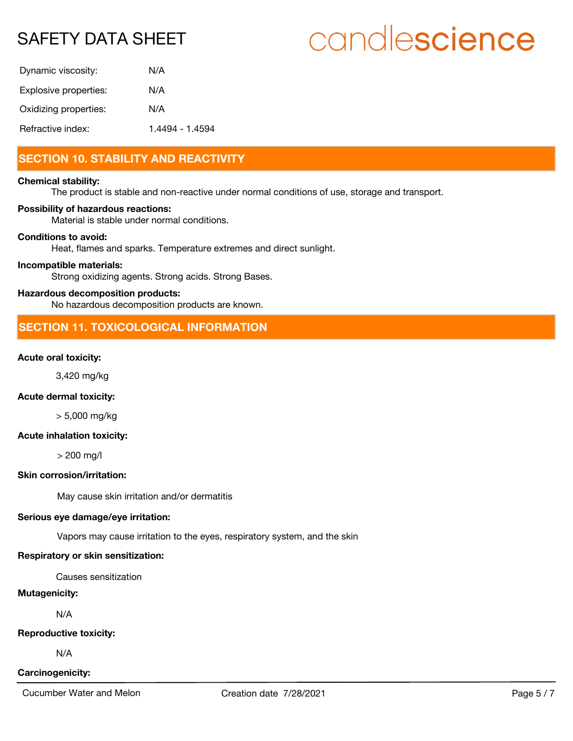| | |
|---|---|
| Dynamic viscosity: | N/A |
| Explosive properties: | N/A |
| Oxidizing properties: | N/A |
| Refractive index: | 1.4494 - 1.4594 |

## SECTION 10. STABILITY AND REACTIVITY

**Chemical stability:**
The product is stable and non-reactive under normal conditions of use, storage and transport.

**Possibility of hazardous reactions:**
Material is stable under normal conditions.

**Conditions to avoid:**
Heat, flames and sparks. Temperature extremes and direct sunlight.

**Incompatible materials:**
Strong oxidizing agents. Strong acids. Strong Bases.

**Hazardous decomposition products:**
No hazardous decomposition products are known.

## SECTION 11. TOXICOLOGICAL INFORMATION

**Acute oral toxicity:**

3,420 mg/kg

**Acute dermal toxicity:**

> 5,000 mg/kg

**Acute inhalation toxicity:**

> 200 mg/l

**Skin corrosion/irritation:**

May cause skin irritation and/or dermatitis

**Serious eye damage/eye irritation:**

Vapors may cause irritation to the eyes, respiratory system, and the skin

**Respiratory or skin sensitization:**

Causes sensitization

**Mutagenicity:**

N/A

**Reproductive toxicity:**

N/A

**Carcinogenicity:**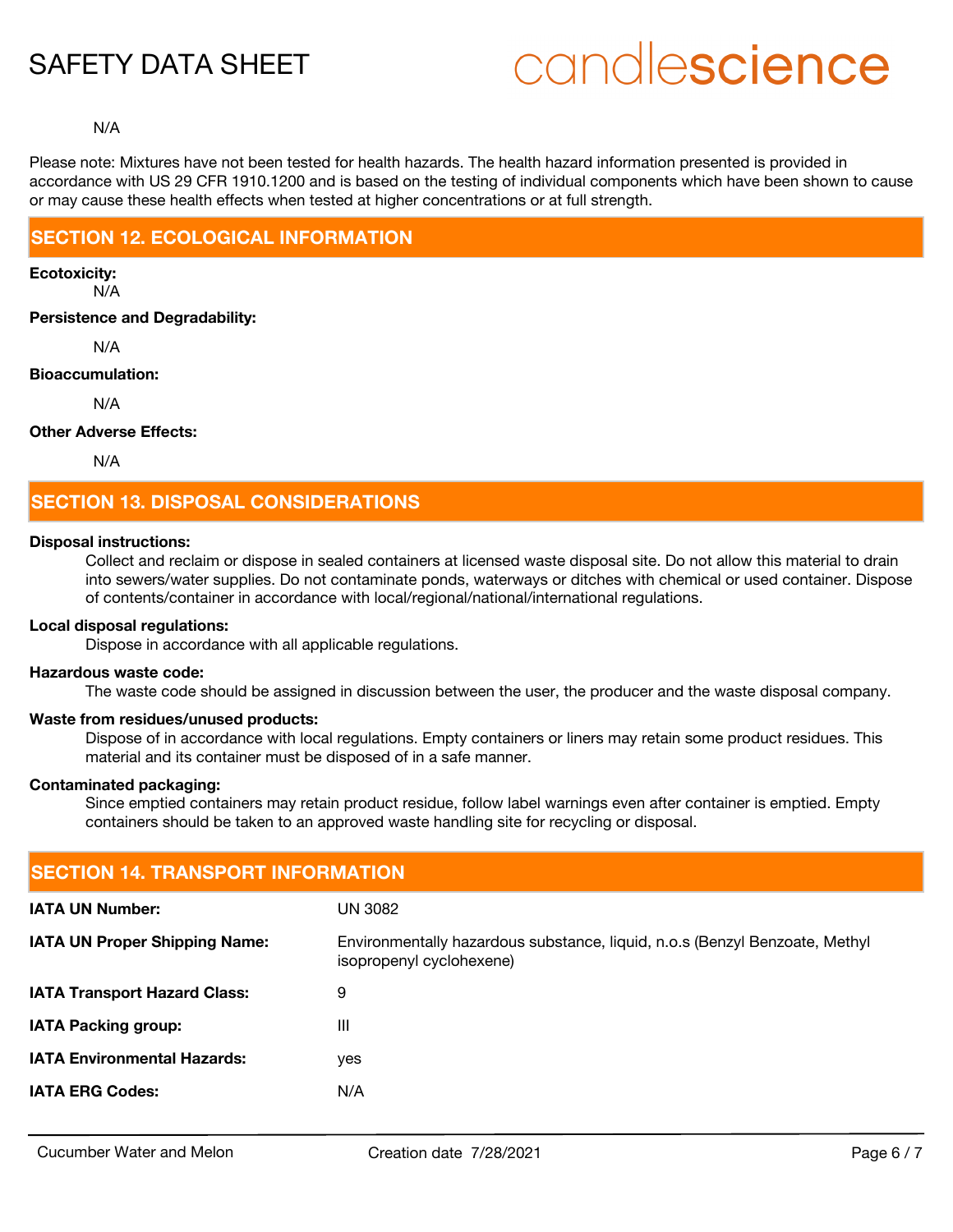N/A

Please note: Mixtures have not been tested for health hazards. The health hazard information presented is provided in accordance with US 29 CFR 1910.1200 and is based on the testing of individual components which have been shown to cause or may cause these health effects when tested at higher concentrations or at full strength.

## SECTION 12. ECOLOGICAL INFORMATION

**Ecotoxicity:**

N/A

**Persistence and Degradability:**

N/A

**Bioaccumulation:**

N/A

**Other Adverse Effects:**

N/A

## SECTION 13. DISPOSAL CONSIDERATIONS

**Disposal instructions:**

Collect and reclaim or dispose in sealed containers at licensed waste disposal site. Do not allow this material to drain into sewers/water supplies. Do not contaminate ponds, waterways or ditches with chemical or used container. Dispose of contents/container in accordance with local/regional/national/international regulations.

**Local disposal regulations:**

Dispose in accordance with all applicable regulations.

**Hazardous waste code:**

The waste code should be assigned in discussion between the user, the producer and the waste disposal company.

**Waste from residues/unused products:**

Dispose of in accordance with local regulations. Empty containers or liners may retain some product residues. This material and its container must be disposed of in a safe manner.

**Contaminated packaging:**

Since emptied containers may retain product residue, follow label warnings even after container is emptied. Empty containers should be taken to an approved waste handling site for recycling or disposal.

## SECTION 14. TRANSPORT INFORMATION

| | |
|---|---|
| **IATA UN Number:** | UN 3082 |
| **IATA UN Proper Shipping Name:** | Environmentally hazardous substance, liquid, n.o.s (Benzyl Benzoate, Methyl isopropenyl cyclohexene) |
| **IATA Transport Hazard Class:** | 9 |
| **IATA Packing group:** | III |
| **IATA Environmental Hazards:** | yes |
| **IATA ERG Codes:** | N/A |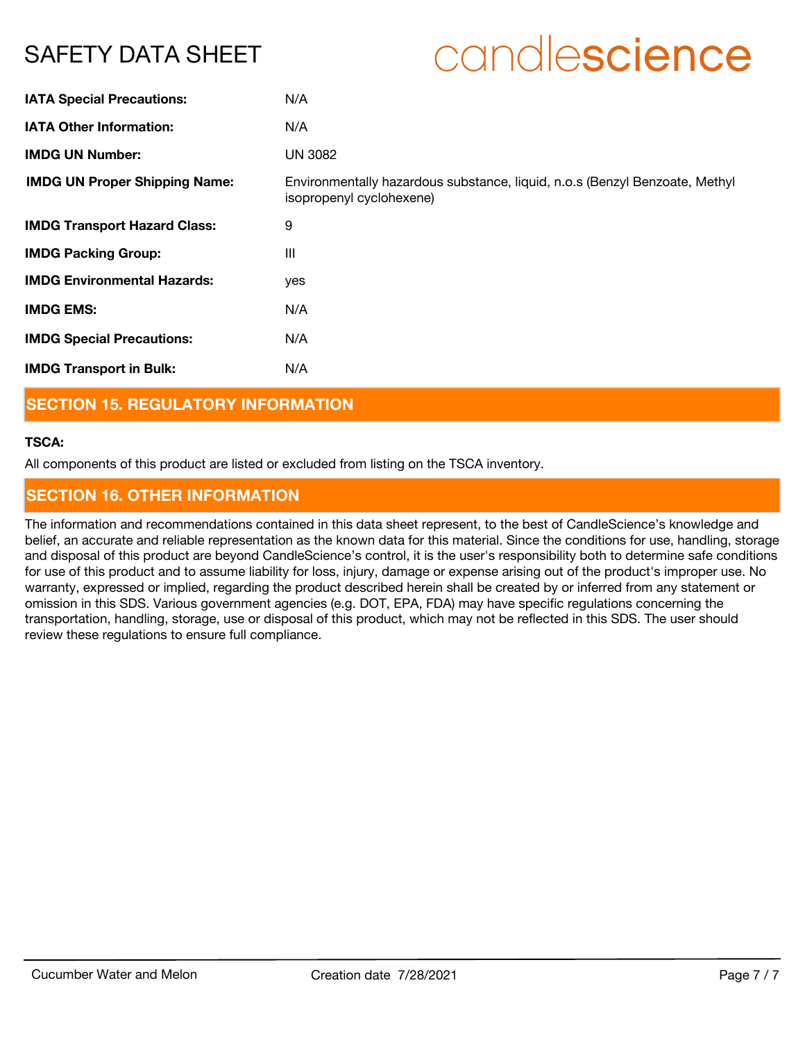| | |
|---|---|
| **IATA Special Precautions:** | N/A |
| **IATA Other Information:** | N/A |
| **IMDG UN Number:** | UN 3082 |
| **IMDG UN Proper Shipping Name:** | Environmentally hazardous substance, liquid, n.o.s (Benzyl Benzoate, Methyl isopropenyl cyclohexene) |
| **IMDG Transport Hazard Class:** | 9 |
| **IMDG Packing Group:** | III |
| **IMDG Environmental Hazards:** | yes |
| **IMDG EMS:** | N/A |
| **IMDG Special Precautions:** | N/A |
| **IMDG Transport in Bulk:** | N/A |

## SECTION 15. REGULATORY INFORMATION

**TSCA:**

All components of this product are listed or excluded from listing on the TSCA inventory.

## SECTION 16. OTHER INFORMATION

The information and recommendations contained in this data sheet represent, to the best of CandleScience's knowledge and belief, an accurate and reliable representation as the known data for this material. Since the conditions for use, handling, storage and disposal of this product are beyond CandleScience's control, it is the user's responsibility both to determine safe conditions for use of this product and to assume liability for loss, injury, damage or expense arising out of the product's improper use. No warranty, expressed or implied, regarding the product described herein shall be created by or inferred from any statement or omission in this SDS. Various government agencies (e.g. DOT, EPA, FDA) may have specific regulations concerning the transportation, handling, storage, use or disposal of this product, which may not be reflected in this SDS. The user should review these regulations to ensure full compliance.